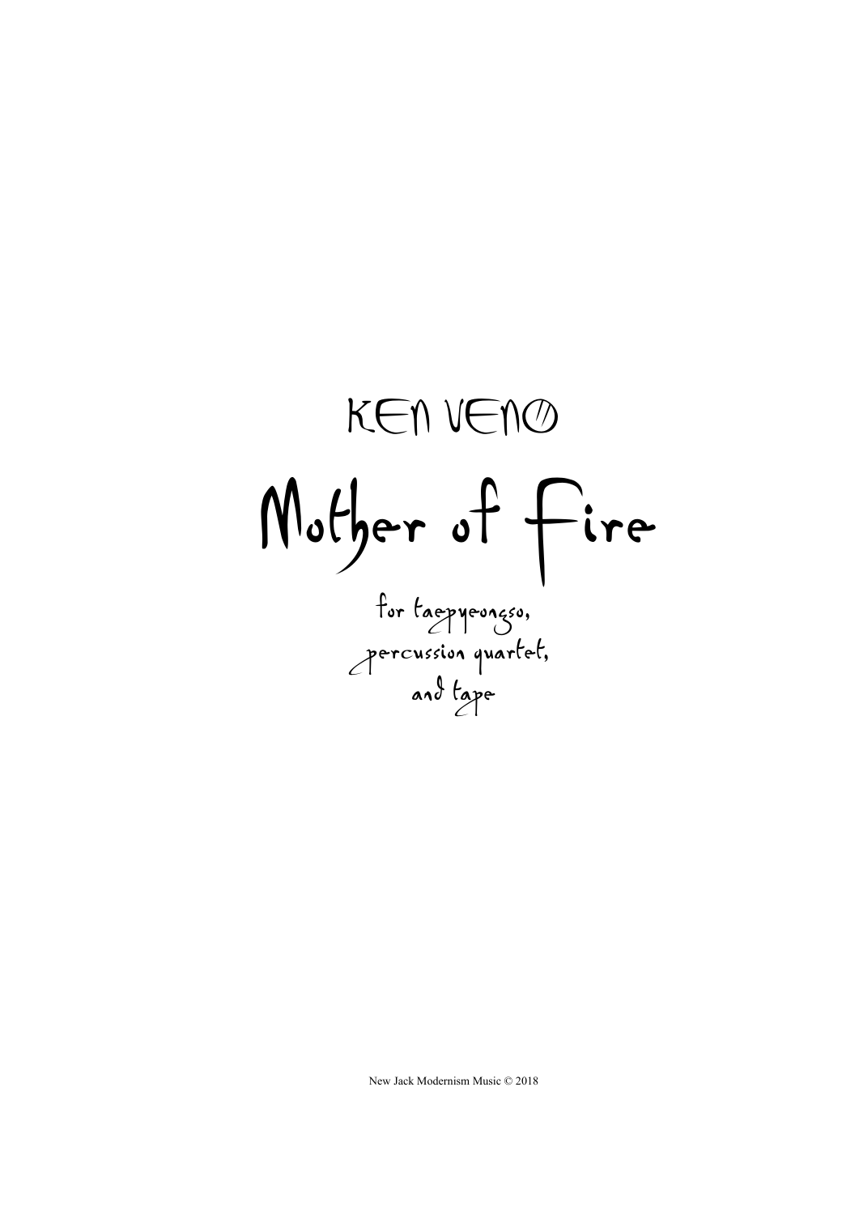# KEN UENO

# Mother of Fire

for taepyeongso,
percussion quartet,
and tape

New Jack Modernism Music © 2018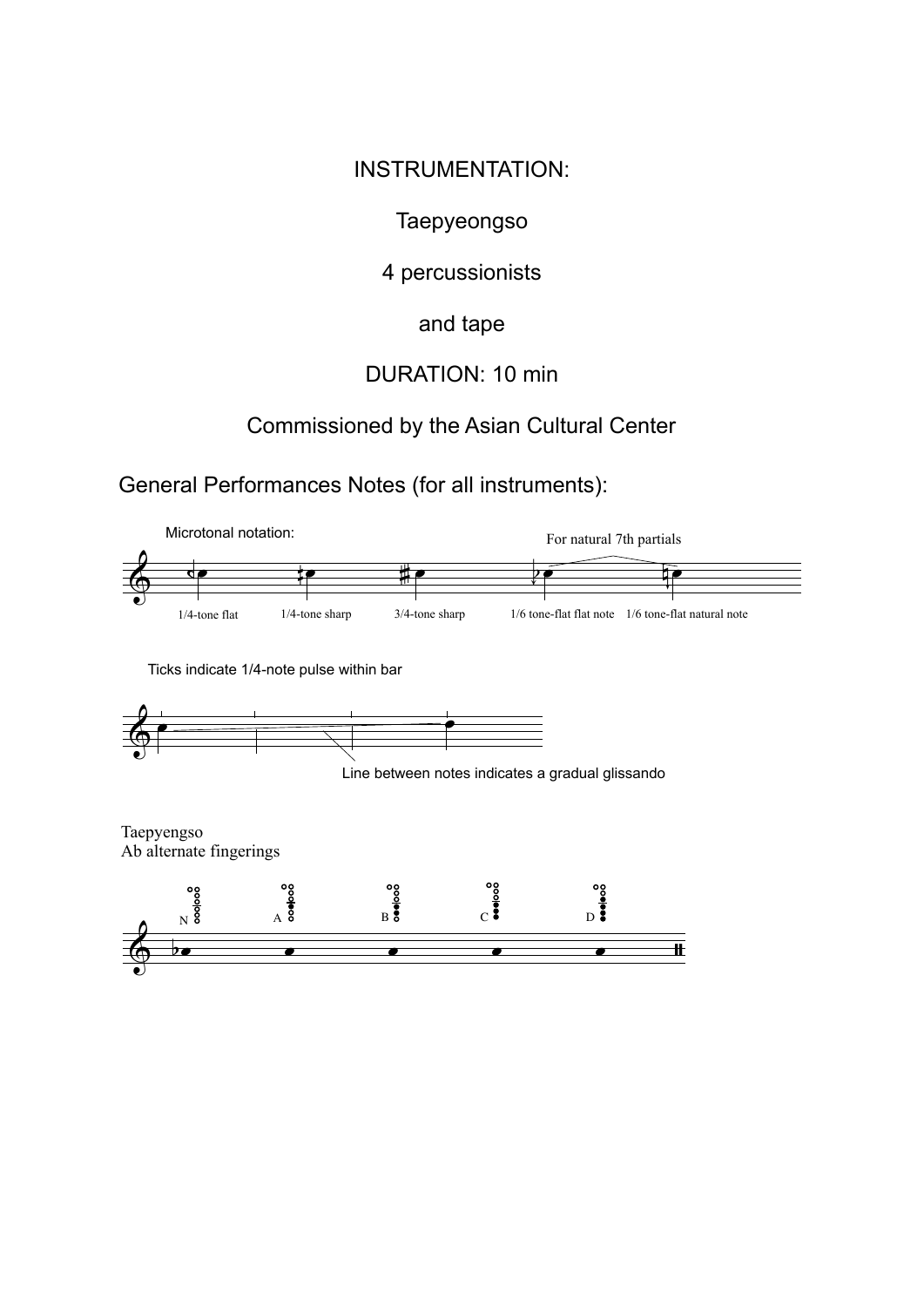INSTRUMENTATION:

Taepyeongso

4 percussionists

and tape

DURATION: 10 min

Commissioned by the Asian Cultural Center

## General Performances Notes (for all instruments):

Microtonal notation:

For natural 7th partials

1/4-tone flat    1/4-tone sharp    3/4-tone sharp    1/6 tone-flat flat note    1/6 tone-flat natural note

Ticks indicate 1/4-note pulse within bar

Line between notes indicates a gradual glissando

Taepyengso
Ab alternate fingerings

N    A    B    C    D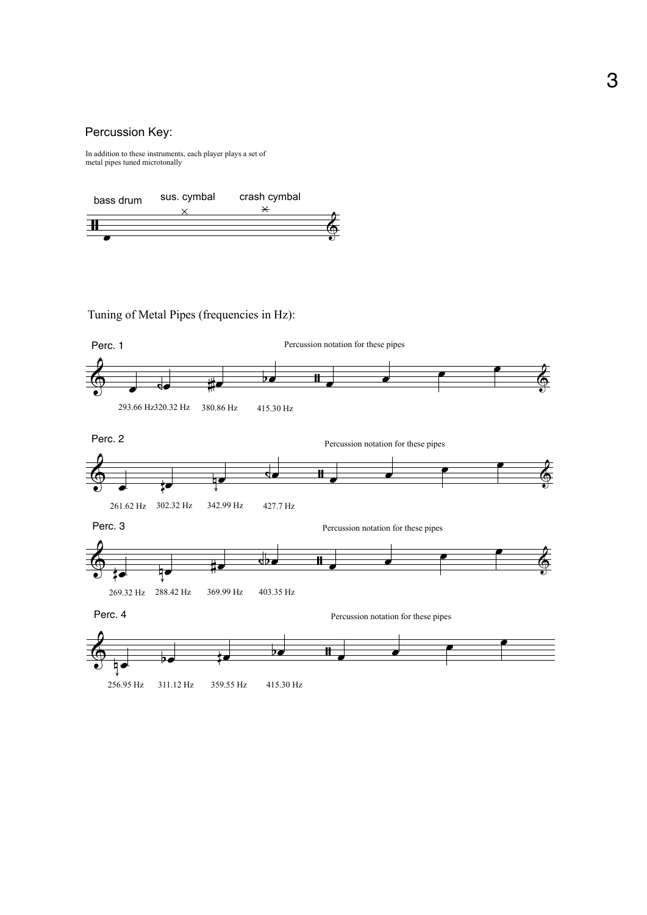## Percussion Key:

In addition to these instruments, each player plays a set of metal pipes tuned microtonally

bass drum

sus. cymbal

crash cymbal

## Tuning of Metal Pipes (frequencies in Hz):

Perc. 1

Percussion notation for these pipes

293.66 Hz 320.32 Hz 380.86 Hz 415.30 Hz

Perc. 2

Percussion notation for these pipes

261.62 Hz 302.32 Hz 342.99 Hz 427.7 Hz

Perc. 3

Percussion notation for these pipes

269.32 Hz 288.42 Hz 369.99 Hz 403.35 Hz

Perc. 4

Percussion notation for these pipes

256.95 Hz 311.12 Hz 359.55 Hz 415.30 Hz